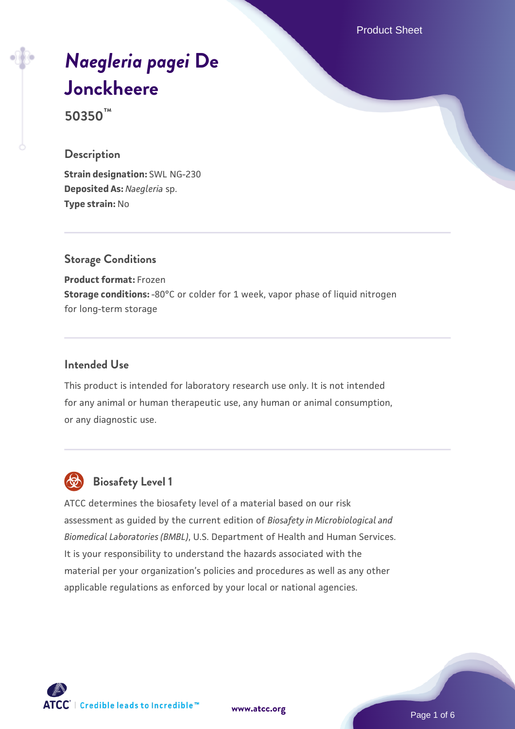# *Naegleria pagei* De Jonckheere

**50350™**

## Description

**Strain designation:** SWL NG-230
**Deposited As:** *Naegleria* sp.
**Type strain:** No

## Storage Conditions

**Product format:** Frozen
**Storage conditions:** -80°C or colder for 1 week, vapor phase of liquid nitrogen for long-term storage

## Intended Use

This product is intended for laboratory research use only. It is not intended for any animal or human therapeutic use, any human or animal consumption, or any diagnostic use.

## Biosafety Level 1

ATCC determines the biosafety level of a material based on our risk assessment as guided by the current edition of *Biosafety in Microbiological and Biomedical Laboratories (BMBL)*, U.S. Department of Health and Human Services. It is your responsibility to understand the hazards associated with the material per your organization's policies and procedures as well as any other applicable regulations as enforced by your local or national agencies.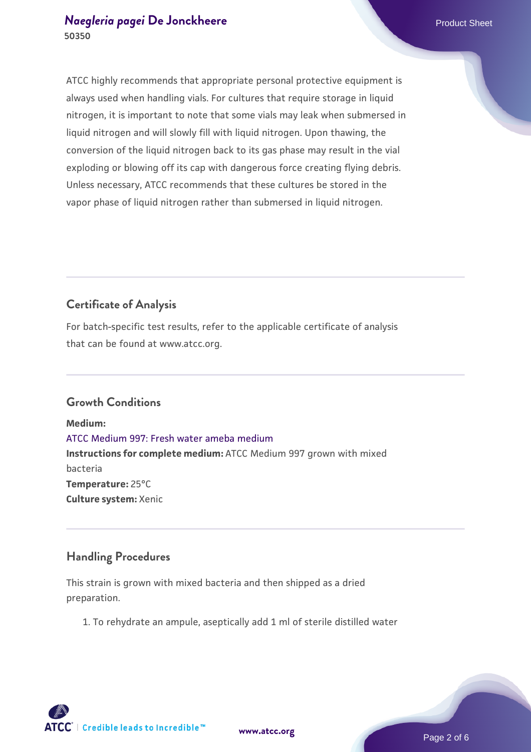ATCC highly recommends that appropriate personal protective equipment is always used when handling vials. For cultures that require storage in liquid nitrogen, it is important to note that some vials may leak when submersed in liquid nitrogen and will slowly fill with liquid nitrogen. Upon thawing, the conversion of the liquid nitrogen back to its gas phase may result in the vial exploding or blowing off its cap with dangerous force creating flying debris. Unless necessary, ATCC recommends that these cultures be stored in the vapor phase of liquid nitrogen rather than submersed in liquid nitrogen.

## Certificate of Analysis

For batch-specific test results, refer to the applicable certificate of analysis that can be found at www.atcc.org.

## Growth Conditions

**Medium:**
ATCC Medium 997: Fresh water ameba medium
**Instructions for complete medium:** ATCC Medium 997 grown with mixed bacteria
**Temperature:** 25°C
**Culture system:** Xenic

## Handling Procedures

This strain is grown with mixed bacteria and then shipped as a dried preparation.

1. To rehydrate an ampule, aseptically add 1 ml of sterile distilled water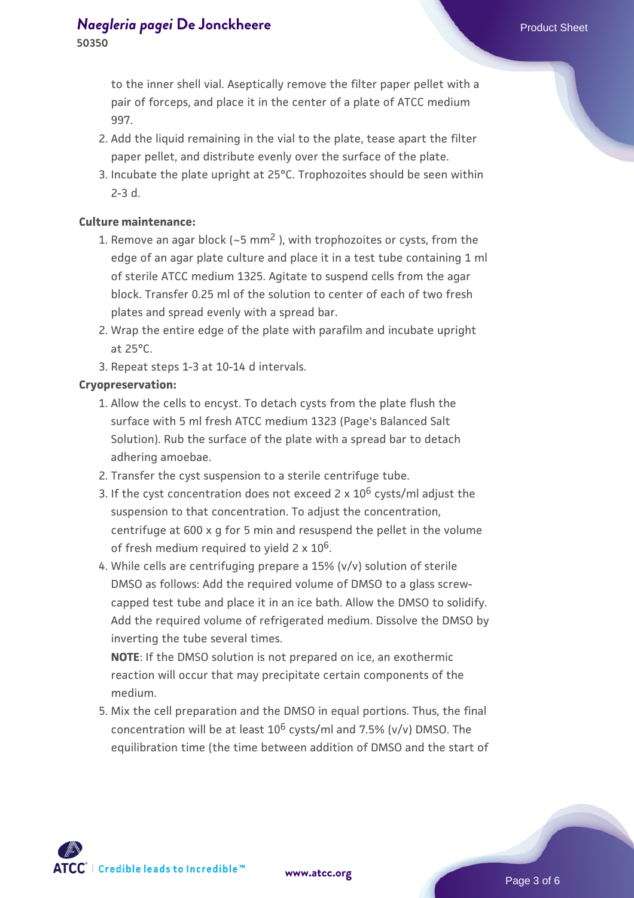to the inner shell vial. Aseptically remove the filter paper pellet with a pair of forceps, and place it in the center of a plate of ATCC medium 997.

2. Add the liquid remaining in the vial to the plate, tease apart the filter paper pellet, and distribute evenly over the surface of the plate.
3. Incubate the plate upright at 25°C. Trophozoites should be seen within 2-3 d.

**Culture maintenance:**

1. Remove an agar block (~5 $mm^2$ ), with trophozoites or cysts, from the edge of an agar plate culture and place it in a test tube containing 1 ml of sterile ATCC medium 1325. Agitate to suspend cells from the agar block. Transfer 0.25 ml of the solution to center of each of two fresh plates and spread evenly with a spread bar.
2. Wrap the entire edge of the plate with parafilm and incubate upright at 25°C.
3. Repeat steps 1-3 at 10-14 d intervals.

**Cryopreservation:**

1. Allow the cells to encyst. To detach cysts from the plate flush the surface with 5 ml fresh ATCC medium 1323 (Page's Balanced Salt Solution). Rub the surface of the plate with a spread bar to detach adhering amoebae.
2. Transfer the cyst suspension to a sterile centrifuge tube.
3. If the cyst concentration does not exceed 2 x $10^6$ cysts/ml adjust the suspension to that concentration. To adjust the concentration, centrifuge at 600 x g for 5 min and resuspend the pellet in the volume of fresh medium required to yield 2 x $10^6$.
4. While cells are centrifuging prepare a 15% (v/v) solution of sterile DMSO as follows: Add the required volume of DMSO to a glass screw-capped test tube and place it in an ice bath. Allow the DMSO to solidify. Add the required volume of refrigerated medium. Dissolve the DMSO by inverting the tube several times.

   **NOTE**: If the DMSO solution is not prepared on ice, an exothermic reaction will occur that may precipitate certain components of the medium.
5. Mix the cell preparation and the DMSO in equal portions. Thus, the final concentration will be at least $10^6$ cysts/ml and 7.5% (v/v) DMSO. The equilibration time (the time between addition of DMSO and the start of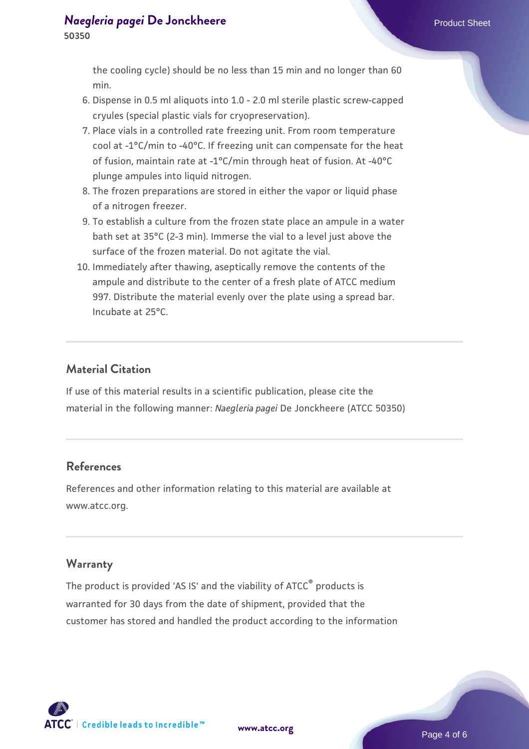the cooling cycle) should be no less than 15 min and no longer than 60 min.

6. Dispense in 0.5 ml aliquots into 1.0 - 2.0 ml sterile plastic screw-capped cryules (special plastic vials for cryopreservation).
7. Place vials in a controlled rate freezing unit. From room temperature cool at -1°C/min to -40°C. If freezing unit can compensate for the heat of fusion, maintain rate at -1°C/min through heat of fusion. At -40°C plunge ampules into liquid nitrogen.
8. The frozen preparations are stored in either the vapor or liquid phase of a nitrogen freezer.
9. To establish a culture from the frozen state place an ampule in a water bath set at 35°C (2-3 min). Immerse the vial to a level just above the surface of the frozen material. Do not agitate the vial.
10. Immediately after thawing, aseptically remove the contents of the ampule and distribute to the center of a fresh plate of ATCC medium 997. Distribute the material evenly over the plate using a spread bar. Incubate at 25°C.

## Material Citation

If use of this material results in a scientific publication, please cite the material in the following manner: *Naegleria pagei* De Jonckheere (ATCC 50350)

## References

References and other information relating to this material are available at www.atcc.org.

## Warranty

The product is provided 'AS IS' and the viability of ATCC® products is warranted for 30 days from the date of shipment, provided that the customer has stored and handled the product according to the information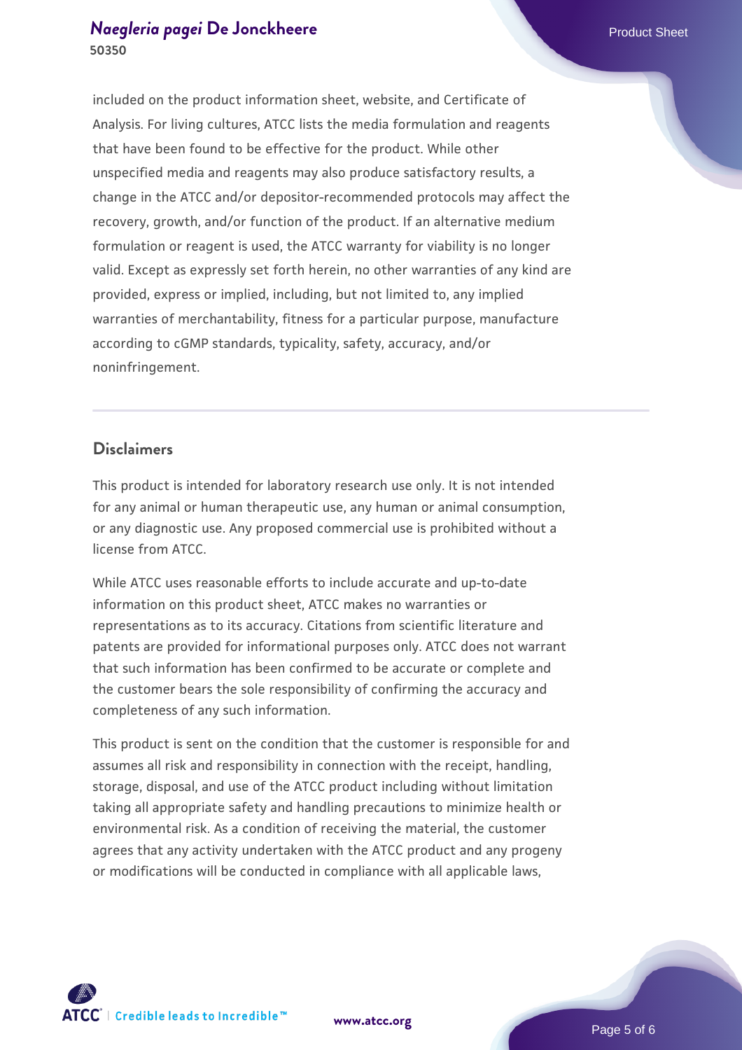included on the product information sheet, website, and Certificate of Analysis. For living cultures, ATCC lists the media formulation and reagents that have been found to be effective for the product. While other unspecified media and reagents may also produce satisfactory results, a change in the ATCC and/or depositor-recommended protocols may affect the recovery, growth, and/or function of the product. If an alternative medium formulation or reagent is used, the ATCC warranty for viability is no longer valid. Except as expressly set forth herein, no other warranties of any kind are provided, express or implied, including, but not limited to, any implied warranties of merchantability, fitness for a particular purpose, manufacture according to cGMP standards, typicality, safety, accuracy, and/or noninfringement.

## Disclaimers

This product is intended for laboratory research use only. It is not intended for any animal or human therapeutic use, any human or animal consumption, or any diagnostic use. Any proposed commercial use is prohibited without a license from ATCC.

While ATCC uses reasonable efforts to include accurate and up-to-date information on this product sheet, ATCC makes no warranties or representations as to its accuracy. Citations from scientific literature and patents are provided for informational purposes only. ATCC does not warrant that such information has been confirmed to be accurate or complete and the customer bears the sole responsibility of confirming the accuracy and completeness of any such information.

This product is sent on the condition that the customer is responsible for and assumes all risk and responsibility in connection with the receipt, handling, storage, disposal, and use of the ATCC product including without limitation taking all appropriate safety and handling precautions to minimize health or environmental risk. As a condition of receiving the material, the customer agrees that any activity undertaken with the ATCC product and any progeny or modifications will be conducted in compliance with all applicable laws,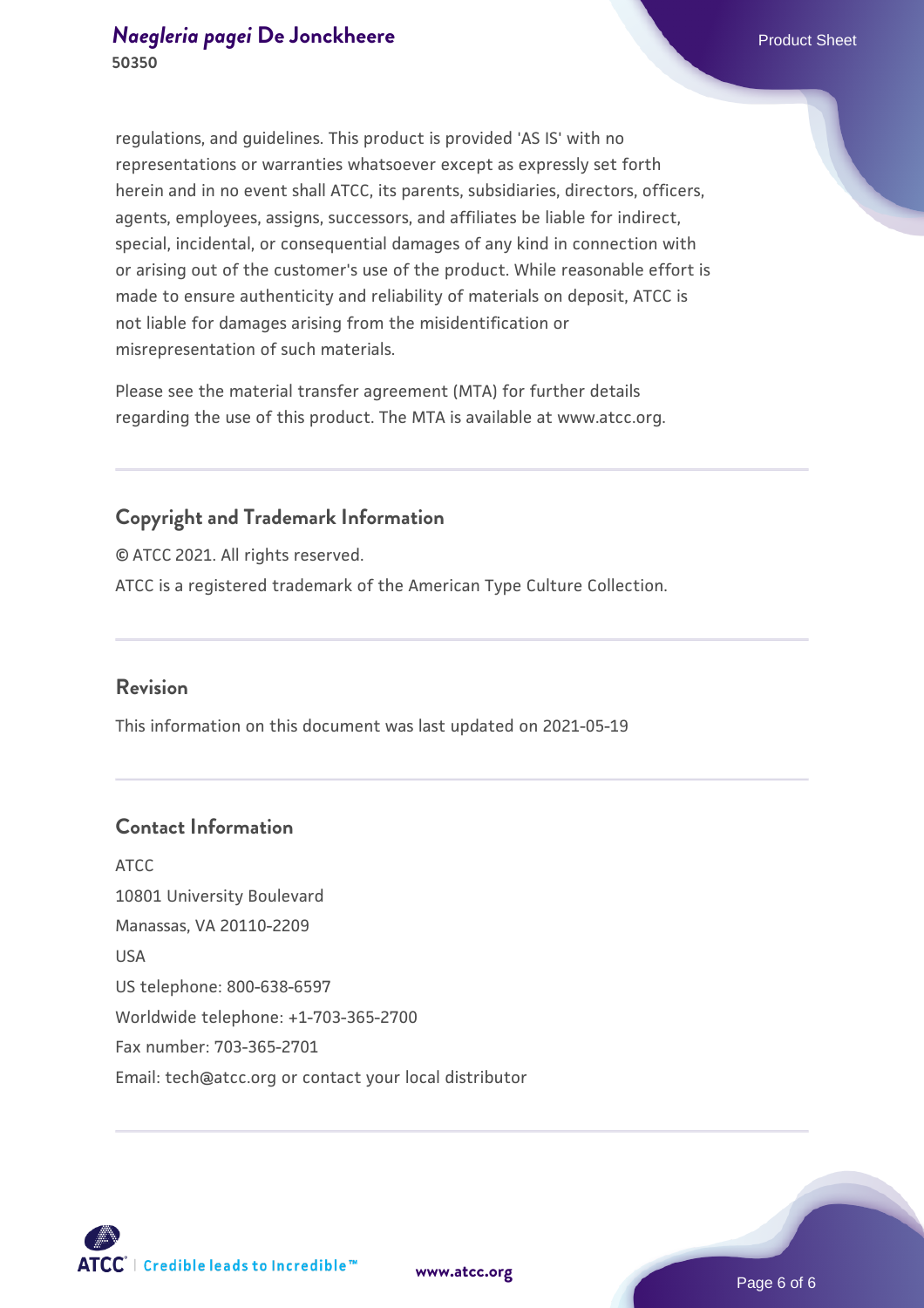regulations, and guidelines. This product is provided 'AS IS' with no representations or warranties whatsoever except as expressly set forth herein and in no event shall ATCC, its parents, subsidiaries, directors, officers, agents, employees, assigns, successors, and affiliates be liable for indirect, special, incidental, or consequential damages of any kind in connection with or arising out of the customer's use of the product. While reasonable effort is made to ensure authenticity and reliability of materials on deposit, ATCC is not liable for damages arising from the misidentification or misrepresentation of such materials.

Please see the material transfer agreement (MTA) for further details regarding the use of this product. The MTA is available at www.atcc.org.

## Copyright and Trademark Information

© ATCC 2021. All rights reserved.

ATCC is a registered trademark of the American Type Culture Collection.

## Revision

This information on this document was last updated on 2021-05-19

## Contact Information

ATCC
10801 University Boulevard
Manassas, VA 20110-2209
USA
US telephone: 800-638-6597
Worldwide telephone: +1-703-365-2700
Fax number: 703-365-2701
Email: tech@atcc.org or contact your local distributor